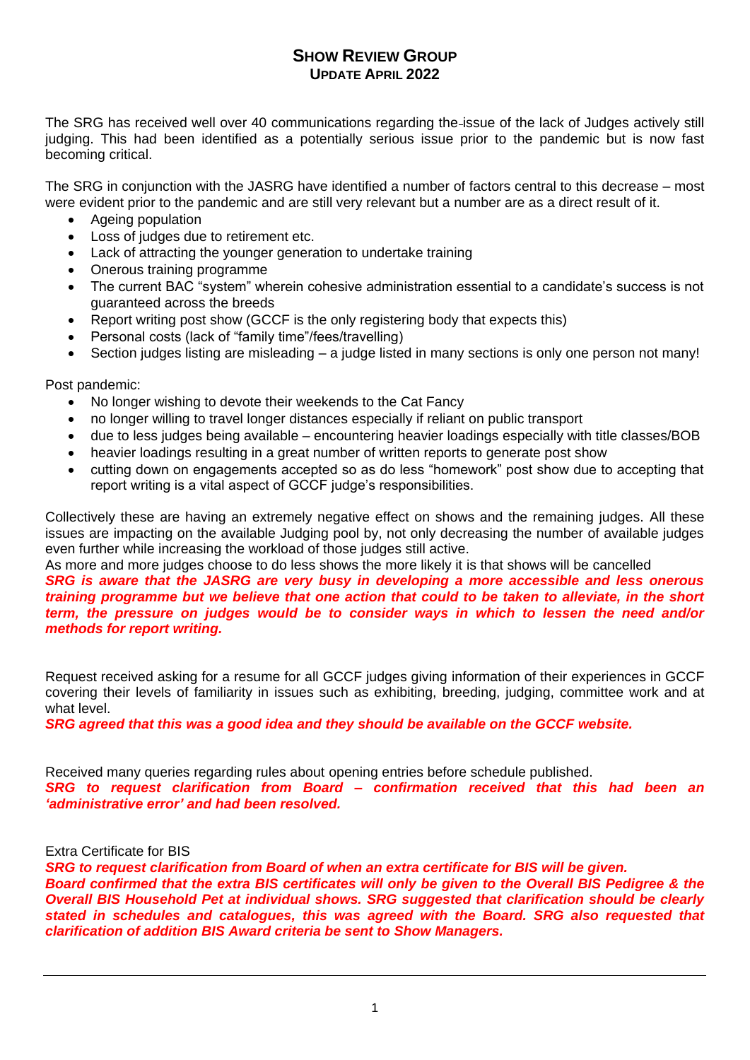# Show Review Group
## Update April 2022

The SRG has received well over 40 communications regarding the issue of the lack of Judges actively still judging. This had been identified as a potentially serious issue prior to the pandemic but is now fast becoming critical.

The SRG in conjunction with the JASRG have identified a number of factors central to this decrease – most were evident prior to the pandemic and are still very relevant but a number are as a direct result of it.

- Ageing population
- Loss of judges due to retirement etc.
- Lack of attracting the younger generation to undertake training
- Onerous training programme
- The current BAC "system" wherein cohesive administration essential to a candidate's success is not guaranteed across the breeds
- Report writing post show (GCCF is the only registering body that expects this)
- Personal costs (lack of "family time"/fees/travelling)
- Section judges listing are misleading – a judge listed in many sections is only one person not many!

Post pandemic:

- No longer wishing to devote their weekends to the Cat Fancy
- no longer willing to travel longer distances especially if reliant on public transport
- due to less judges being available – encountering heavier loadings especially with title classes/BOB
- heavier loadings resulting in a great number of written reports to generate post show
- cutting down on engagements accepted so as do less "homework" post show due to accepting that report writing is a vital aspect of GCCF judge's responsibilities.

Collectively these are having an extremely negative effect on shows and the remaining judges. All these issues are impacting on the available Judging pool by, not only decreasing the number of available judges even further while increasing the workload of those judges still active.

As more and more judges choose to do less shows the more likely it is that shows will be cancelled

***SRG is aware that the JASRG are very busy in developing a more accessible and less onerous training programme but we believe that one action that could to be taken to alleviate, in the short term, the pressure on judges would be to consider ways in which to lessen the need and/or methods for report writing.***

Request received asking for a resume for all GCCF judges giving information of their experiences in GCCF covering their levels of familiarity in issues such as exhibiting, breeding, judging, committee work and at what level.

***SRG agreed that this was a good idea and they should be available on the GCCF website.***

Received many queries regarding rules about opening entries before schedule published.

***SRG to request clarification from Board – confirmation received that this had been an 'administrative error' and had been resolved.***

Extra Certificate for BIS

***SRG to request clarification from Board of when an extra certificate for BIS will be given.***

***Board confirmed that the extra BIS certificates will only be given to the Overall BIS Pedigree & the Overall BIS Household Pet at individual shows. SRG suggested that clarification should be clearly stated in schedules and catalogues, this was agreed with the Board. SRG also requested that clarification of addition BIS Award criteria be sent to Show Managers.***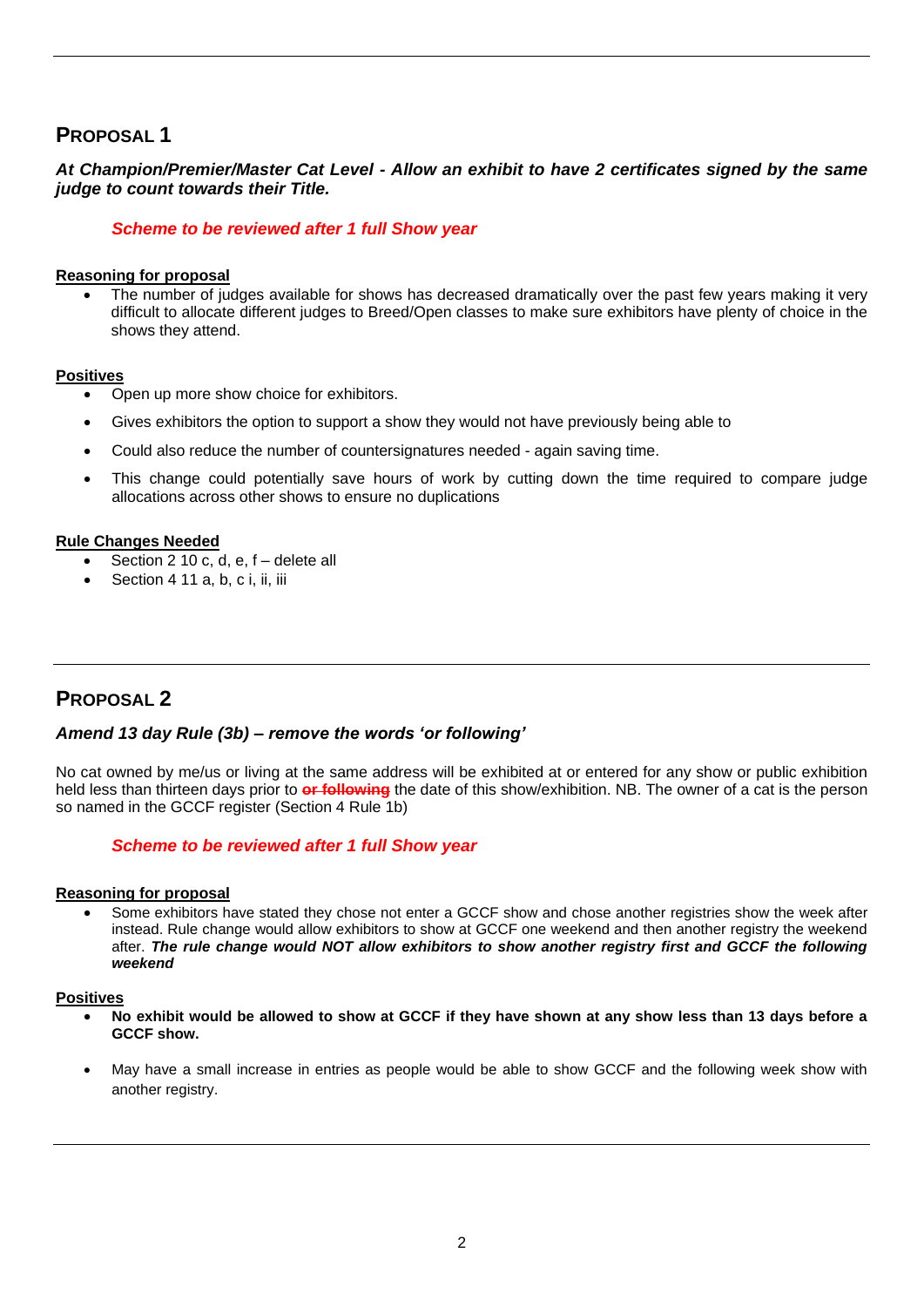## PROPOSAL 1

***At Champion/Premier/Master Cat Level - Allow an exhibit to have 2 certificates signed by the same judge to count towards their Title.***

***Scheme to be reviewed after 1 full Show year***

**Reasoning for proposal**

- The number of judges available for shows has decreased dramatically over the past few years making it very difficult to allocate different judges to Breed/Open classes to make sure exhibitors have plenty of choice in the shows they attend.

**Positives**

- Open up more show choice for exhibitors.
- Gives exhibitors the option to support a show they would not have previously being able to
- Could also reduce the number of countersignatures needed - again saving time.
- This change could potentially save hours of work by cutting down the time required to compare judge allocations across other shows to ensure no duplications

**Rule Changes Needed**

- Section 2 10 c, d, e, f – delete all
- Section 4 11 a, b, c i, ii, iii

## PROPOSAL 2

***Amend 13 day Rule (3b) – remove the words 'or following'***

No cat owned by me/us or living at the same address will be exhibited at or entered for any show or public exhibition held less than thirteen days prior to ~~**or following**~~ the date of this show/exhibition. NB. The owner of a cat is the person so named in the GCCF register (Section 4 Rule 1b)

***Scheme to be reviewed after 1 full Show year***

**Reasoning for proposal**

- Some exhibitors have stated they chose not enter a GCCF show and chose another registries show the week after instead. Rule change would allow exhibitors to show at GCCF one weekend and then another registry the weekend after. ***The rule change would NOT allow exhibitors to show another registry first and GCCF the following weekend***

**Positives**

- **No exhibit would be allowed to show at GCCF if they have shown at any show less than 13 days before a GCCF show.**
- May have a small increase in entries as people would be able to show GCCF and the following week show with another registry.